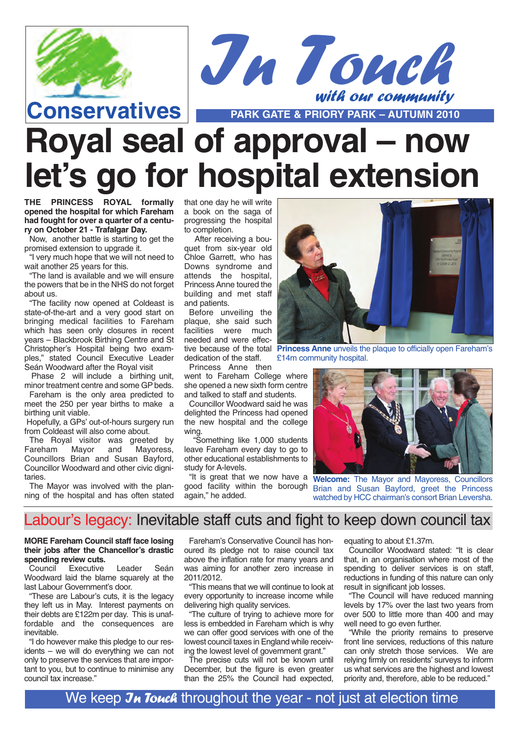Conservatives

# In Touch

*with our community*

**PARK GATE & PRIORY PARK – AUTUMN 2010**

# Royal seal of approval – now let's go for hospital extension

**THE PRINCESS ROYAL formally opened the hospital for which Fareham had fought for over a quarter of a century on October 21 - Trafalgar Day.**

Now, another battle is starting to get the promised extension to upgrade it.

"I very much hope that we will not need to wait another 25 years for this.

"The land is available and we will ensure the powers that be in the NHS do not forget about us.

"The facility now opened at Coldeast is state-of-the-art and a very good start on bringing medical facilities to Fareham which has seen only closures in recent years – Blackbrook Birthing Centre and St Christopher's Hospital being two examples," stated Council Executive Leader Seán Woodward after the Royal visit

Phase 2 will include a birthing unit, minor treatment centre and some GP beds.

Fareham is the only area predicted to meet the 250 per year births to make a birthing unit viable.

Hopefully, a GPs' out-of-hours surgery run from Coldeast will also come about.

The Royal visitor was greeted by Fareham Mayor and Mayoress, Councillors Brian and Susan Bayford, Councillor Woodward and other civic dignitaries.

The Mayor was involved with the planning of the hospital and has often stated that one day he will write a book on the saga of progressing the hospital to completion.

After receiving a bouquet from six-year old Chloe Garrett, who has Downs syndrome and attends the hospital, Princess Anne toured the building and met staff and patients.

Before unveiling the plaque, she said such facilities were much needed and were effective because of the total dedication of the staff.

Princess Anne then went to Fareham College where she opened a new sixth form centre and talked to staff and students.

Councillor Woodward said he was delighted the Princess had opened the new hospital and the college wing.

"Something like 1,000 students leave Fareham every day to go to other educational establishments to study for A-levels.

"It is great that we now have a good facility within the borough again," he added.

**Princess Anne** unveils the plaque to officially open Fareham's £14m community hospital.

**Welcome:** The Mayor and Mayoress, Councillors Brian and Susan Bayford, greet the Princess watched by HCC chairman's consort Brian Leversha.

## Labour's legacy: Inevitable staff cuts and fight to keep down council tax

**MORE Fareham Council staff face losing their jobs after the Chancellor's drastic spending review cuts.**

Council Executive Leader Seán Woodward laid the blame squarely at the last Labour Government's door.

"These are Labour's cuts, it is the legacy they left us in May. Interest payments on their debts are £122m per day. This is unaffordable and the consequences are inevitable.

"I do however make this pledge to our residents – we will do everything we can not only to preserve the services that are important to you, but to continue to minimise any council tax increase."

Fareham's Conservative Council has honoured its pledge not to raise council tax above the inflation rate for many years and was aiming for another zero increase in 2011/2012.

"This means that we will continue to look at every opportunity to increase income while delivering high quality services.

"The culture of trying to achieve more for less is embedded in Fareham which is why we can offer good services with one of the lowest council taxes in England while receiving the lowest level of government grant."

The precise cuts will not be known until December, but the figure is even greater than the 25% the Council had expected, equating to about £1.37m.

Councillor Woodward stated: "It is clear that, in an organisation where most of the spending to deliver services is on staff, reductions in funding of this nature can only result in significant job losses.

"The Council will have reduced manning levels by 17% over the last two years from over 500 to little more than 400 and may well need to go even further.

"While the priority remains to preserve front line services, reductions of this nature can only stretch those services. We are relying firmly on residents' surveys to inform us what services are the highest and lowest priority and, therefore, able to be reduced."

We keep *In Touch* throughout the year - not just at election time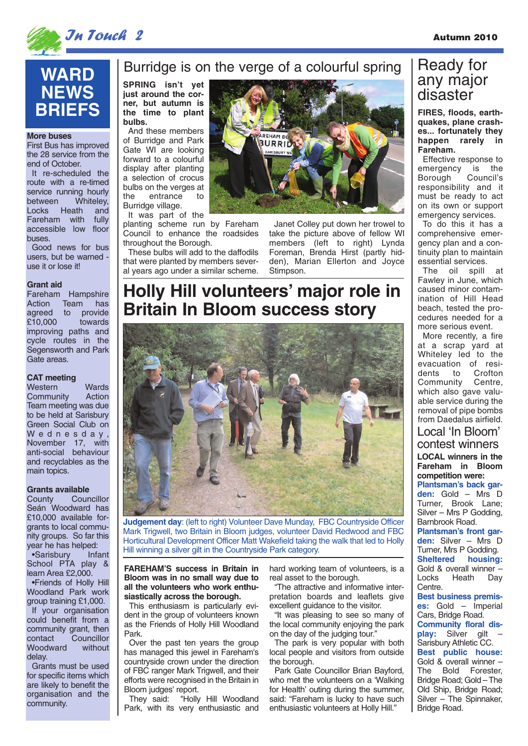# WARD NEWS BRIEFS

**More buses**

First Bus has improved the 28 service from the end of October.

It re-scheduled the route with a re-timed service running hourly between Whiteley, Locks Heath and Fareham with fully accessible low floor buses.

Good news for bus users, but be warned - use it or lose it!

**Grant aid**

Fareham Hampshire Action Team has agreed to provide £10,000 towards improving paths and cycle routes in the Segensworth and Park Gate areas.

**CAT meeting**

Western Wards Community Action Team meeting was due to be held at Sarisbury Green Social Club on Wednesday, November 17, with anti-social behaviour and recyclables as the main topics.

**Grants available**

County Councillor Seán Woodward has £10,000 available for-grants to local community groups. So far this year he has helped:

- Sarisbury Infant School PTA play & learn Area £2,000.
- Friends of Holly Hill Woodland Park work group training £1,000.

If your organisation could benefit from a community grant, then contact Councillor Woodward without delay.

Grants must be used for specific items which are likely to benefit the organisation and the community.

# Burridge is on the verge of a colourful spring

**SPRING isn't yet just around the corner, but autumn is the time to plant bulbs.**

And these members of Burridge and Park Gate WI are looking forward to a colourful display after planting a selection of crocus bulbs on the verges at the entrance to Burridge village.

It was part of the planting scheme run by Fareham Council to enhance the roadsides throughout the Borough.

These bulbs will add to the daffodils that were planted by members several years ago under a similar scheme.

Janet Colley put down her trowel to take the picture above of fellow WI members (left to right) Lynda Foreman, Brenda Hirst (partly hidden), Marian Ellerton and Joyce Stimpson.

# Holly Hill volunteers' major role in Britain In Bloom success story

**Judgement day**: (left to right) Volunteer Dave Munday, FBC Countryside Officer Mark Trigwell, two Britain in Bloom judges, volunteer David Redwood and FBC Horticultural Development Officer Matt Wakefield taking the walk that led to Holly Hill winning a silver gilt in the Countryside Park category.

**FAREHAM'S success in Britain in Bloom was in no small way due to all the volunteers who work enthusiastically across the borough.**

This enthusiasm is particularly evident in the group of volunteers known as the Friends of Holly Hill Woodland Park.

Over the past ten years the group has managed this jewel in Fareham's countryside crown under the direction of FBC ranger Mark Trigwell, and their efforts were recognised in the Britain in Bloom judges' report.

They said: "Holly Hill Woodland Park, with its very enthusiastic and hard working team of volunteers, is a real asset to the borough.

"The attractive and informative interpretation boards and leaflets give excellent guidance to the visitor.

"It was pleasing to see so many of the local community enjoying the park on the day of the judging tour."

The park is very popular with both local people and visitors from outside the borough.

Park Gate Councillor Brian Bayford, who met the volunteers on a 'Walking for Health' outing during the summer, said: "Fareham is lucky to have such enthusiastic volunteers at Holly Hill."

# Ready for any major disaster

**FIRES, floods, earthquakes, plane crashes... fortunately they happen rarely in Fareham.**

Effective response to emergency is the Borough Council's responsibility and it must be ready to act on its own or support emergency services.

To do this it has a comprehensive emergency plan and a continuity plan to maintain essential services.

The oil spill at Fawley in June, which caused minor contamination of Hill Head beach, tested the procedures needed for a more serious event.

More recently, a fire at a scrap yard at Whiteley led to the evacuation of residents to Crofton Community Centre, which also gave valuable service during the removal of pipe bombs from Daedalus airfield.

## Local 'In Bloom' contest winners

**LOCAL winners in the Fareham in Bloom competition were:**

**Plantsman's back garden:** Gold – Mrs D Turner, Brook Lane; Silver – Mrs P Godding, Barnbrook Road.

**Plantsman's front garden:** Silver – Mrs D Turner, Mrs P Godding.

**Sheltered housing:** Gold & overall winner – Locks Heath Day Centre.

**Best business premises:** Gold – Imperial Cars, Bridge Road.

**Community floral display:** Silver gilt – Sarisbury Athletic CC.

**Best public house:** Gold & overall winner – The Bold Forester, Bridge Road; Gold – The Old Ship, Bridge Road; Silver – The Spinnaker, Bridge Road.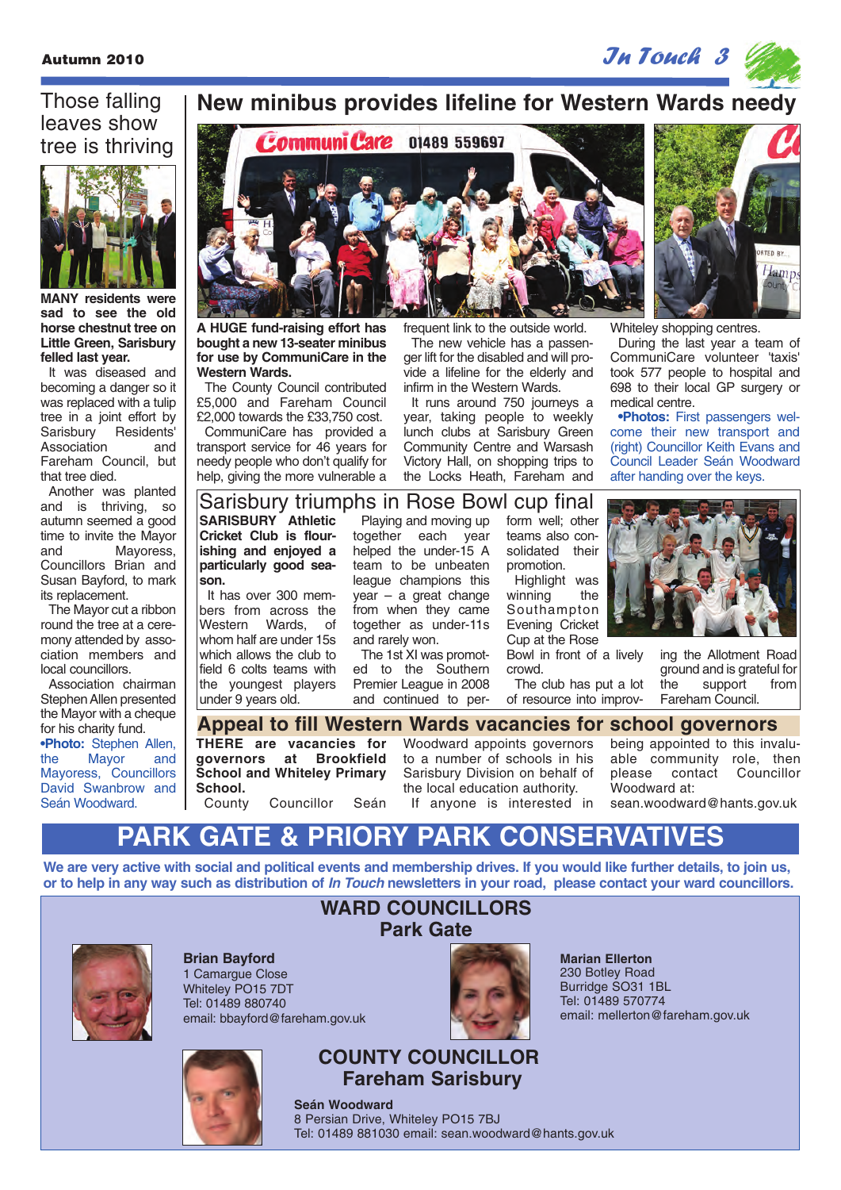# New minibus provides lifeline for Western Wards needy

**A HUGE fund-raising effort has bought a new 13-seater minibus for use by CommuniCare in the Western Wards.**

The County Council contributed £5,000 and Fareham Council £2,000 towards the £33,750 cost.

CommuniCare has provided a transport service for 46 years for needy people who don't qualify for help, giving the more vulnerable a frequent link to the outside world.

The new vehicle has a passenger lift for the disabled and will provide a lifeline for the elderly and infirm in the Western Wards.

It runs around 750 journeys a year, taking people to weekly lunch clubs at Sarisbury Green Community Centre and Warsash Victory Hall, on shopping trips to the Locks Heath, Fareham and Whiteley shopping centres.

During the last year a team of CommuniCare volunteer 'taxis' took 577 people to hospital and 698 to their local GP surgery or medical centre.

**•Photos:** First passengers welcome their new transport and (right) Councillor Keith Evans and Council Leader Seán Woodward after handing over the keys.

## Those falling leaves show tree is thriving

**MANY residents were sad to see the old horse chestnut tree on Little Green, Sarisbury felled last year.**

It was diseased and becoming a danger so it was replaced with a tulip tree in a joint effort by Sarisbury Residents' Association and Fareham Council, but that tree died.

Another was planted and is thriving, so autumn seemed a good time to invite the Mayor and Mayoress, Councillors Brian and Susan Bayford, to mark its replacement.

The Mayor cut a ribbon round the tree at a ceremony attended by association members and local councillors.

Association chairman Stephen Allen presented the Mayor with a cheque for his charity fund.

**•Photo:** Stephen Allen, the Mayor and Mayoress, Councillors David Swanbrow and Seán Woodward.

## Sarisbury triumphs in Rose Bowl cup final

**SARISBURY Athletic Cricket Club is flourishing and enjoyed a particularly good season.**

It has over 300 members from across the Western Wards, of whom half are under 15s which allows the club to field 6 colts teams with the youngest players under 9 years old.

Playing and moving up together each year helped the under-15 A team to be unbeaten league champions this year – a great change from when they came together as under-11s and rarely won.

The 1st XI was promoted to the Southern Premier League in 2008 and continued to perform well; other teams also consolidated their promotion.

Highlight was winning the Southampton Evening Cricket Cup at the Rose Bowl in front of a lively crowd.

The club has put a lot of resource into improving the Allotment Road ground and is grateful for the support from Fareham Council.

## Appeal to fill Western Wards vacancies for school governors

**THERE are vacancies for governors at Brookfield School and Whiteley Primary School.**

County Councillor Seán Woodward appoints governors to a number of schools in his Sarisbury Division on behalf of the local education authority.

If anyone is interested in being appointed to this invaluable community role, then please contact Councillor Woodward at: sean.woodward@hants.gov.uk

# PARK GATE & PRIORY PARK CONSERVATIVES

**We are very active with social and political events and membership drives. If you would like further details, to join us, or to help in any way such as distribution of *In Touch* newsletters in your road, please contact your ward councillors.**

## WARD COUNCILLORS Park Gate

**Brian Bayford**
1 Camargue Close
Whiteley PO15 7DT
Tel: 01489 880740
email: bbayford@fareham.gov.uk

**Marian Ellerton**
230 Botley Road
Burridge SO31 1BL
Tel: 01489 570774
email: mellerton@fareham.gov.uk

## COUNTY COUNCILLOR Fareham Sarisbury

**Seán Woodward**
8 Persian Drive, Whiteley PO15 7BJ
Tel: 01489 881030 email: sean.woodward@hants.gov.uk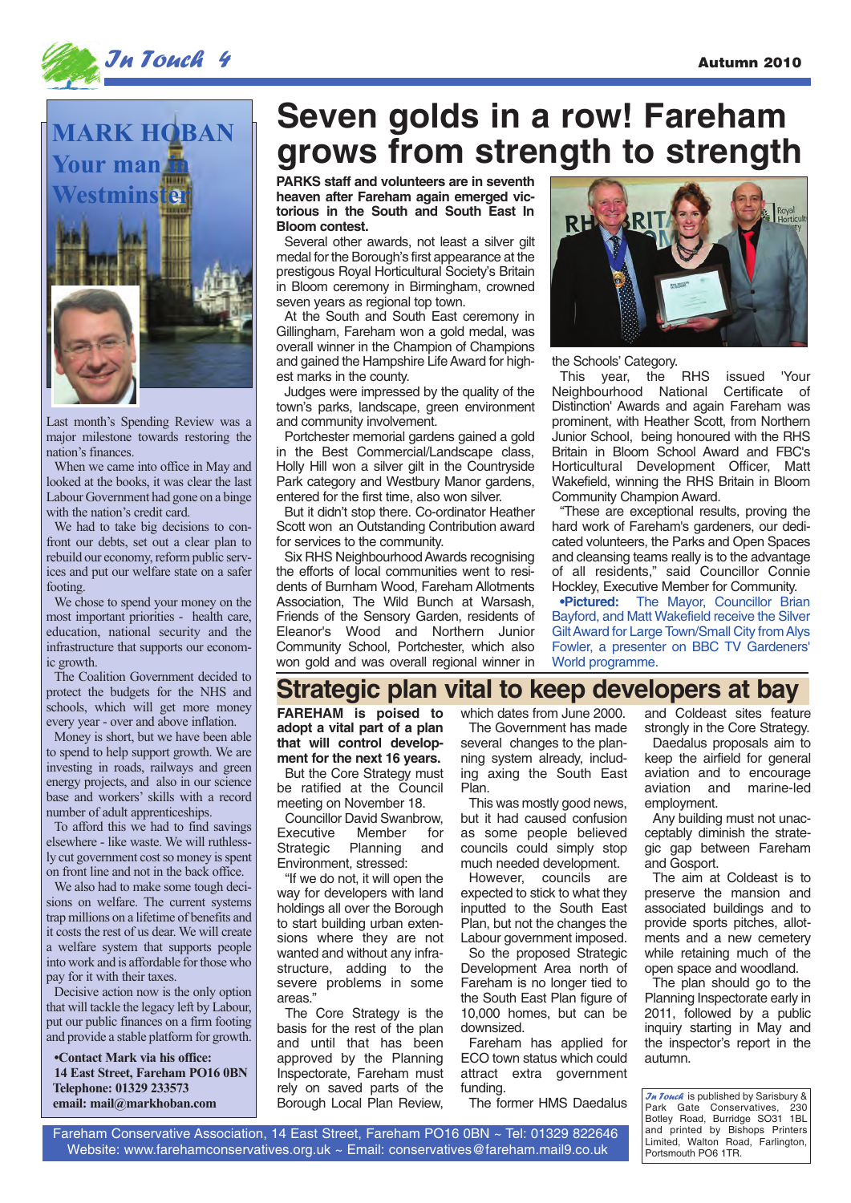# Seven golds in a row! Fareham grows from strength to strength

**PARKS staff and volunteers are in seventh heaven after Fareham again emerged victorious in the South and South East In Bloom contest.**

Several other awards, not least a silver gilt medal for the Borough's first appearance at the prestigious Royal Horticultural Society's Britain in Bloom ceremony in Birmingham, crowned seven years as regional top town.

At the South and South East ceremony in Gillingham, Fareham won a gold medal, was overall winner in the Champion of Champions and gained the Hampshire Life Award for highest marks in the county.

Judges were impressed by the quality of the town's parks, landscape, green environment and community involvement.

Portchester memorial gardens gained a gold in the Best Commercial/Landscape class, Holly Hill won a silver gilt in the Countryside Park category and Westbury Manor gardens, entered for the first time, also won silver.

But it didn't stop there. Co-ordinator Heather Scott won an Outstanding Contribution award for services to the community.

Six RHS Neighbourhood Awards recognising the efforts of local communities went to residents of Burnham Wood, Fareham Allotments Association, The Wild Bunch at Warsash, Friends of the Sensory Garden, residents of Eleanor's Wood and Northern Junior Community School, Portchester, which also won gold and was overall regional winner in the Schools' Category.

This year, the RHS issued 'Your Neighbourhood National Certificate of Distinction' Awards and again Fareham was prominent, with Heather Scott, from Northern Junior School, being honoured with the RHS Britain in Bloom School Award and FBC's Horticultural Development Officer, Matt Wakefield, winning the RHS Britain in Bloom Community Champion Award.

"These are exceptional results, proving the hard work of Fareham's gardeners, our dedicated volunteers, the Parks and Open Spaces and cleansing teams really is to the advantage of all residents," said Councillor Connie Hockley, Executive Member for Community.

**•Pictured:** The Mayor, Councillor Brian Bayford, and Matt Wakefield receive the Silver Gilt Award for Large Town/Small City from Alys Fowler, a presenter on BBC TV Gardeners' World programme.

## MARK HOBAN Your man in Westminster

Last month's Spending Review was a major milestone towards restoring the nation's finances.

When we came into office in May and looked at the books, it was clear the last Labour Government had gone on a binge with the nation's credit card.

We had to take big decisions to confront our debts, set out a clear plan to rebuild our economy, reform public services and put our welfare state on a safer footing.

We chose to spend your money on the most important priorities - health care, education, national security and the infrastructure that supports our economic growth.

The Coalition Government decided to protect the budgets for the NHS and schools, which will get more money every year - over and above inflation.

Money is short, but we have been able to spend to help support growth. We are investing in roads, railways and green energy projects, and also in our science base and workers' skills with a record number of adult apprenticeships.

To afford this we had to find savings elsewhere - like waste. We will ruthlessly cut government cost so money is spent on front line and not in the back office.

We also had to make some tough decisions on welfare. The current systems trap millions on a lifetime of benefits and it costs the rest of us dear. We will create a welfare system that supports people into work and is affordable for those who pay for it with their taxes.

Decisive action now is the only option that will tackle the legacy left by Labour, put our public finances on a firm footing and provide a stable platform for growth.

**•Contact Mark via his office:**
**14 East Street, Fareham PO16 0BN**
**Telephone: 01329 233573**
**email: mail@markhoban.com**

## Strategic plan vital to keep developers at bay

**FAREHAM is poised to adopt a vital part of a plan that will control development for the next 16 years.**

But the Core Strategy must be ratified at the Council meeting on November 18.

Councillor David Swanbrow, Executive Member for Strategic Planning and Environment, stressed:

"If we do not, it will open the way for developers with land holdings all over the Borough to start building urban extensions where they are not wanted and without any infrastructure, adding to the severe problems in some areas."

The Core Strategy is the basis for the rest of the plan and until that has been approved by the Planning Inspectorate, Fareham must rely on saved parts of the Borough Local Plan Review, which dates from June 2000.

The Government has made several changes to the planning system already, including axing the South East Plan.

This was mostly good news, but it had caused confusion as some people believed councils could simply stop much needed development.

However, councils are expected to stick to what they inputted to the South East Plan, but not the changes the Labour government imposed.

So the proposed Strategic Development Area north of Fareham is no longer tied to the South East Plan figure of 10,000 homes, but can be downsized.

Fareham has applied for ECO town status which could attract extra government funding.

The former HMS Daedalus and Coldeast sites feature strongly in the Core Strategy.

Daedalus proposals aim to keep the airfield for general aviation and to encourage aviation and marine-led employment.

Any building must not unacceptably diminish the strategic gap between Fareham and Gosport.

The aim at Coldeast is to preserve the mansion and associated buildings and to provide sports pitches, allotments and a new cemetery while retaining much of the open space and woodland.

The plan should go to the Planning Inspectorate early in 2011, followed by a public inquiry starting in May and the inspector's report in the autumn.

*In Touch* is published by Sarisbury & Park Gate Conservatives, 230 Botley Road, Burridge SO31 1BL and printed by Bishops Printers Limited, Walton Road, Farlington, Portsmouth PO6 1TR.

Fareham Conservative Association, 14 East Street, Fareham PO16 0BN ~ Tel: 01329 822646
Website: www.farehamconservatives.org.uk ~ Email: conservatives@fareham.mail9.co.uk